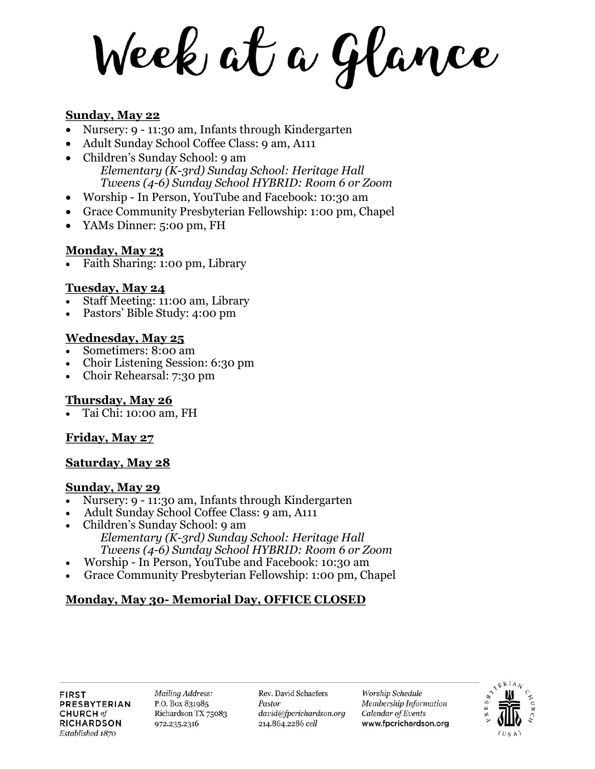# Week at a Glance

**Sunday, May 22**

- Nursery: 9 - 11:30 am, Infants through Kindergarten
- Adult Sunday School Coffee Class: 9 am, A111
- Children's Sunday School: 9 am
  - *Elementary (K-3rd) Sunday School: Heritage Hall*
  - *Tweens (4-6) Sunday School HYBRID: Room 6 or Zoom*
- Worship - In Person, YouTube and Facebook: 10:30 am
- Grace Community Presbyterian Fellowship: 1:00 pm, Chapel
- YAMs Dinner: 5:00 pm, FH

**Monday, May 23**

- Faith Sharing: 1:00 pm, Library

**Tuesday, May 24**

- Staff Meeting: 11:00 am, Library
- Pastors' Bible Study: 4:00 pm

**Wednesday, May 25**

- Sometimers: 8:00 am
- Choir Listening Session: 6:30 pm
- Choir Rehearsal: 7:30 pm

**Thursday, May 26**

- Tai Chi: 10:00 am, FH

**Friday, May 27**

**Saturday, May 28**

**Sunday, May 29**

- Nursery: 9 - 11:30 am, Infants through Kindergarten
- Adult Sunday School Coffee Class: 9 am, A111
- Children's Sunday School: 9 am
  - *Elementary (K-3rd) Sunday School: Heritage Hall*
  - *Tweens (4-6) Sunday School HYBRID: Room 6 or Zoom*
- Worship - In Person, YouTube and Facebook: 10:30 am
- Grace Community Presbyterian Fellowship: 1:00 pm, Chapel

**Monday, May 30- Memorial Day, OFFICE CLOSED**

FIRST PRESBYTERIAN CHURCH *of* RICHARDSON
*Established 1870*

*Mailing Address:*
P.O. Box 831985
Richardson TX 75083
972.235.2316

Rev. David Schaefers
*Pastor*
*david@fpcrichardson.org*
214.864.2286 *cell*

*Worship Schedule*
*Membership Information*
*Calendar of Events*
www.fpcrichardson.org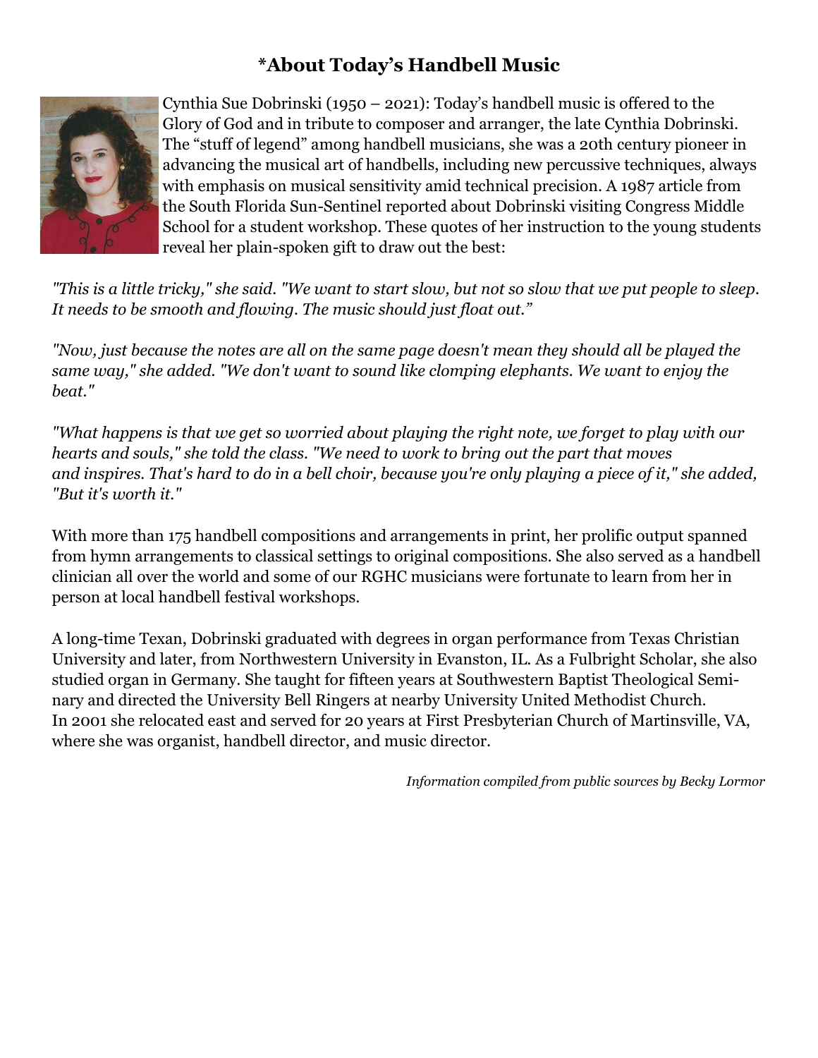# *About Today's Handbell Music

Cynthia Sue Dobrinski (1950 – 2021): Today's handbell music is offered to the Glory of God and in tribute to composer and arranger, the late Cynthia Dobrinski. The "stuff of legend" among handbell musicians, she was a 20th century pioneer in advancing the musical art of handbells, including new percussive techniques, always with emphasis on musical sensitivity amid technical precision. A 1987 article from the South Florida Sun-Sentinel reported about Dobrinski visiting Congress Middle School for a student workshop. These quotes of her instruction to the young students reveal her plain-spoken gift to draw out the best:

*"This is a little tricky," she said. "We want to start slow, but not so slow that we put people to sleep. It needs to be smooth and flowing. The music should just float out."*

*"Now, just because the notes are all on the same page doesn't mean they should all be played the same way," she added. "We don't want to sound like clomping elephants. We want to enjoy the beat."*

*"What happens is that we get so worried about playing the right note, we forget to play with our hearts and souls," she told the class. "We need to work to bring out the part that moves and inspires. That's hard to do in a bell choir, because you're only playing a piece of it," she added, "But it's worth it."*

With more than 175 handbell compositions and arrangements in print, her prolific output spanned from hymn arrangements to classical settings to original compositions. She also served as a handbell clinician all over the world and some of our RGHC musicians were fortunate to learn from her in person at local handbell festival workshops.

A long-time Texan, Dobrinski graduated with degrees in organ performance from Texas Christian University and later, from Northwestern University in Evanston, IL. As a Fulbright Scholar, she also studied organ in Germany. She taught for fifteen years at Southwestern Baptist Theological Seminary and directed the University Bell Ringers at nearby University United Methodist Church. In 2001 she relocated east and served for 20 years at First Presbyterian Church of Martinsville, VA, where she was organist, handbell director, and music director.

*Information compiled from public sources by Becky Lormor*